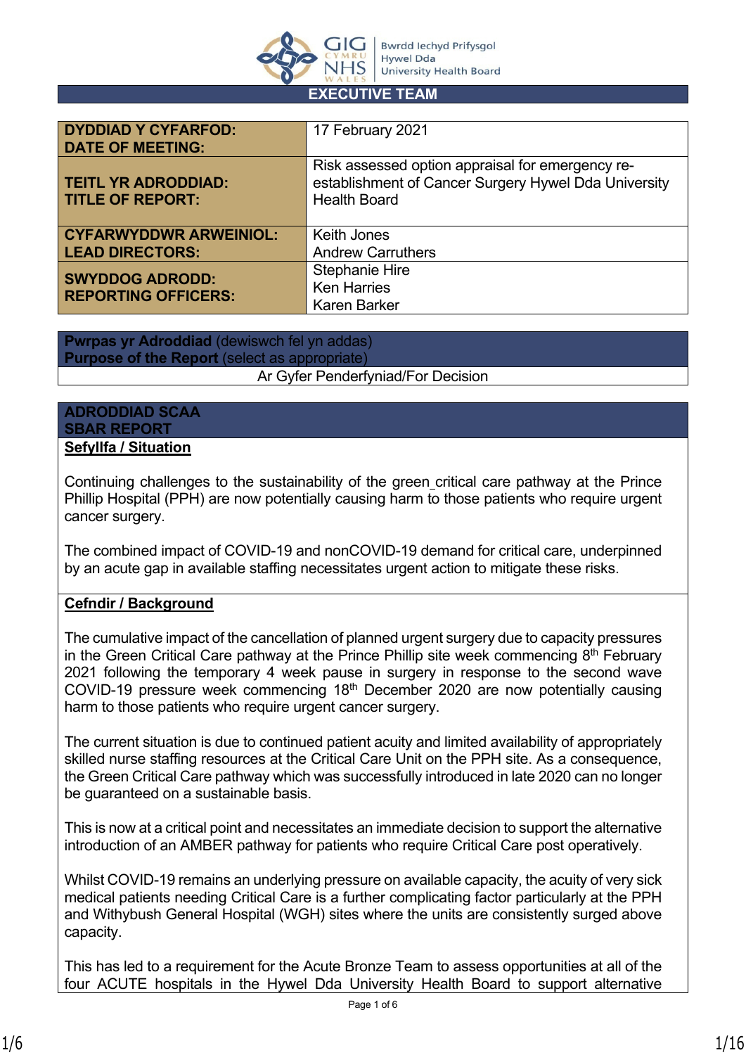# EXECUTIVE TEAM

| | |
|---|---|
| **DYDDIAD Y CYFARFOD:** **DATE OF MEETING:** | 17 February 2021 |
| **TEITL YR ADRODDIAD:** **TITLE OF REPORT:** | Risk assessed option appraisal for emergency re-establishment of Cancer Surgery Hywel Dda University Health Board |
| **CYFARWYDDWR ARWEINIOL:** **LEAD DIRECTORS:** | Keith Jones<br>Andrew Carruthers |
| **SWYDDOG ADRODD:** **REPORTING OFFICERS:** | Stephanie Hire<br>Ken Harries<br>Karen Barker |

| **Pwrpas yr Adroddiad** (dewiswch fel yn addas) **Purpose of the Report** (select as appropriate) |
|---|
| Ar Gyfer Penderfyniad/For Decision |

## ADRODDIAD SCAA
## SBAR REPORT

**Sefyllfa / Situation**

Continuing challenges to the sustainability of the green critical care pathway at the Prince Phillip Hospital (PPH) are now potentially causing harm to those patients who require urgent cancer surgery.

The combined impact of COVID-19 and nonCOVID-19 demand for critical care, underpinned by an acute gap in available staffing necessitates urgent action to mitigate these risks.

**Cefndir / Background**

The cumulative impact of the cancellation of planned urgent surgery due to capacity pressures in the Green Critical Care pathway at the Prince Phillip site week commencing 8th February 2021 following the temporary 4 week pause in surgery in response to the second wave COVID-19 pressure week commencing 18th December 2020 are now potentially causing harm to those patients who require urgent cancer surgery.

The current situation is due to continued patient acuity and limited availability of appropriately skilled nurse staffing resources at the Critical Care Unit on the PPH site. As a consequence, the Green Critical Care pathway which was successfully introduced in late 2020 can no longer be guaranteed on a sustainable basis.

This is now at a critical point and necessitates an immediate decision to support the alternative introduction of an AMBER pathway for patients who require Critical Care post operatively.

Whilst COVID-19 remains an underlying pressure on available capacity, the acuity of very sick medical patients needing Critical Care is a further complicating factor particularly at the PPH and Withybush General Hospital (WGH) sites where the units are consistently surged above capacity.

This has led to a requirement for the Acute Bronze Team to assess opportunities at all of the four ACUTE hospitals in the Hywel Dda University Health Board to support alternative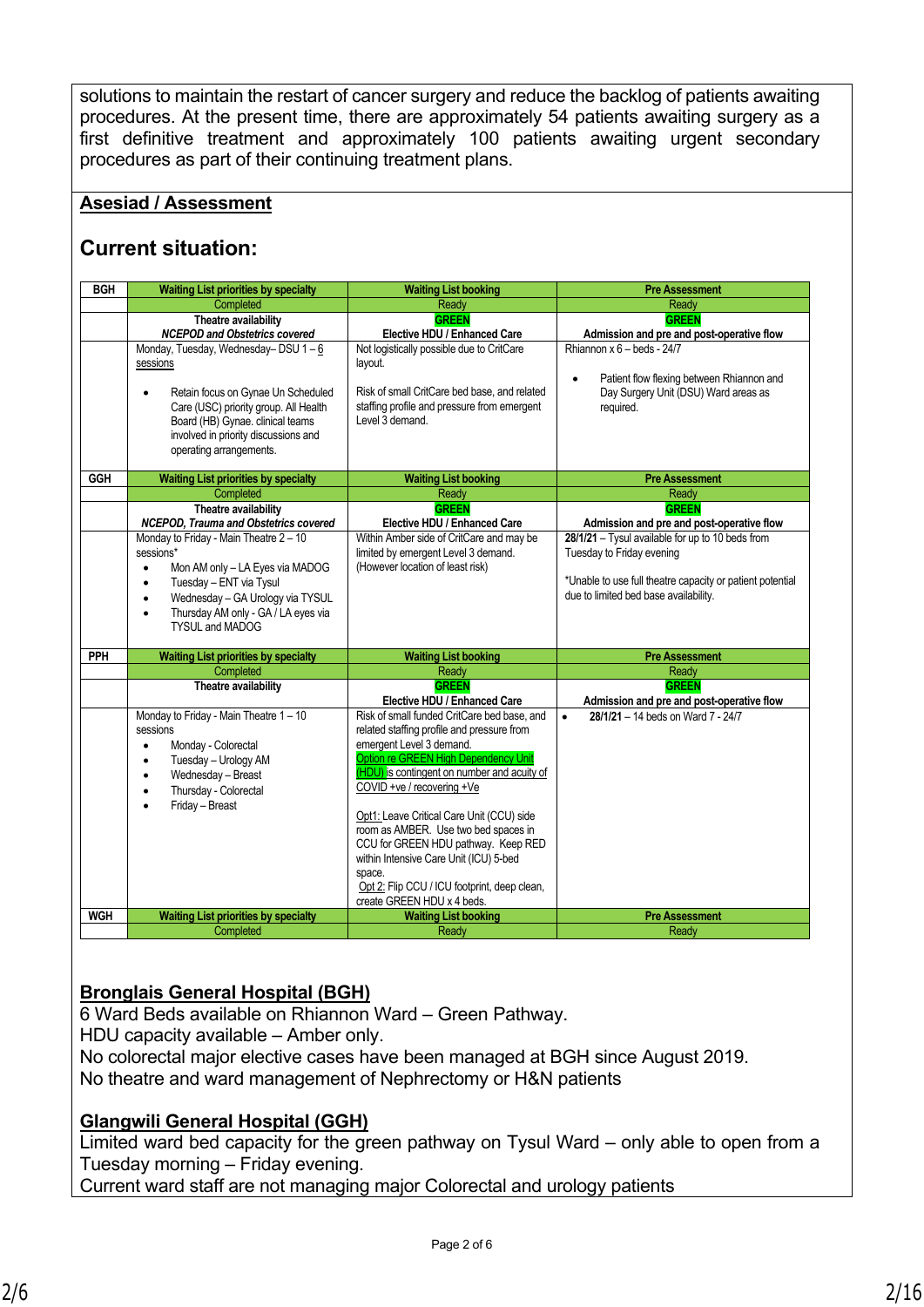solutions to maintain the restart of cancer surgery and reduce the backlog of patients awaiting procedures. At the present time, there are approximately 54 patients awaiting surgery as a first definitive treatment and approximately 100 patients awaiting urgent secondary procedures as part of their continuing treatment plans.

**Asesiad / Assessment**

## Current situation:

| BGH | Waiting List priorities by specialty | Waiting List booking | Pre Assessment |
|---|---|---|---|
| | Completed | Ready | Ready |
| | **Theatre availability** *NCEPOD and Obstetrics covered* | **GREEN** **Elective HDU / Enhanced Care** | **GREEN** **Admission and pre and post-operative flow** |
| | Monday, Tuesday, Wednesday– DSU 1 – 6 sessions<br>• Retain focus on Gynae Un Scheduled Care (USC) priority group. All Health Board (HB) Gynae. clinical teams involved in priority discussions and operating arrangements. | Not logistically possible due to CritCare layout.<br>Risk of small CritCare bed base, and related staffing profile and pressure from emergent Level 3 demand. | Rhiannon x 6 – beds - 24/7<br>• Patient flow flexing between Rhiannon and Day Surgery Unit (DSU) Ward areas as required. |
| **GGH** | **Waiting List priorities by specialty** | **Waiting List booking** | **Pre Assessment** |
| | Completed | Ready | Ready |
| | **Theatre availability** *NCEPOD, Trauma and Obstetrics covered* | **GREEN** **Elective HDU / Enhanced Care** | **GREEN** **Admission and pre and post-operative flow** |
| | Monday to Friday - Main Theatre 2 – 10 sessions*<br>• Mon AM only – LA Eyes via MADOG<br>• Tuesday – ENT via Tysul<br>• Wednesday – GA Urology via TYSUL<br>• Thursday AM only - GA / LA eyes via TYSUL and MADOG | Within Amber side of CritCare and may be limited by emergent Level 3 demand. (However location of least risk) | **28/1/21** – Tysul available for up to 10 beds from Tuesday to Friday evening<br>*Unable to use full theatre capacity or patient potential due to limited bed base availability. |
| **PPH** | **Waiting List priorities by specialty** | **Waiting List booking** | **Pre Assessment** |
| | Completed | Ready | Ready |
| | **Theatre availability** | **GREEN** **Elective HDU / Enhanced Care** | **GREEN** **Admission and pre and post-operative flow** |
| | Monday to Friday - Main Theatre 1 – 10 sessions<br>• Monday - Colorectal<br>• Tuesday – Urology AM<br>• Wednesday – Breast<br>• Thursday - Colorectal<br>• Friday – Breast | Risk of small funded CritCare bed base, and related staffing profile and pressure from emergent Level 3 demand.<br>Option re GREEN High Dependency Unit (HDU) is contingent on number and acuity of COVID +ve / recovering +Ve<br>Opt1: Leave Critical Care Unit (CCU) side room as AMBER. Use two bed spaces in CCU for GREEN HDU pathway. Keep RED within Intensive Care Unit (ICU) 5-bed space.<br>Opt 2: Flip CCU / ICU footprint, deep clean, create GREEN HDU x 4 beds. | • **28/1/21** – 14 beds on Ward 7 - 24/7 |
| **WGH** | **Waiting List priorities by specialty** | **Waiting List booking** | **Pre Assessment** |
| | Completed | Ready | Ready |

**Bronglais General Hospital (BGH)**
6 Ward Beds available on Rhiannon Ward – Green Pathway.
HDU capacity available – Amber only.
No colorectal major elective cases have been managed at BGH since August 2019.
No theatre and ward management of Nephrectomy or H&N patients

**Glangwili General Hospital (GGH)**
Limited ward bed capacity for the green pathway on Tysul Ward – only able to open from a Tuesday morning – Friday evening.
Current ward staff are not managing major Colorectal and urology patients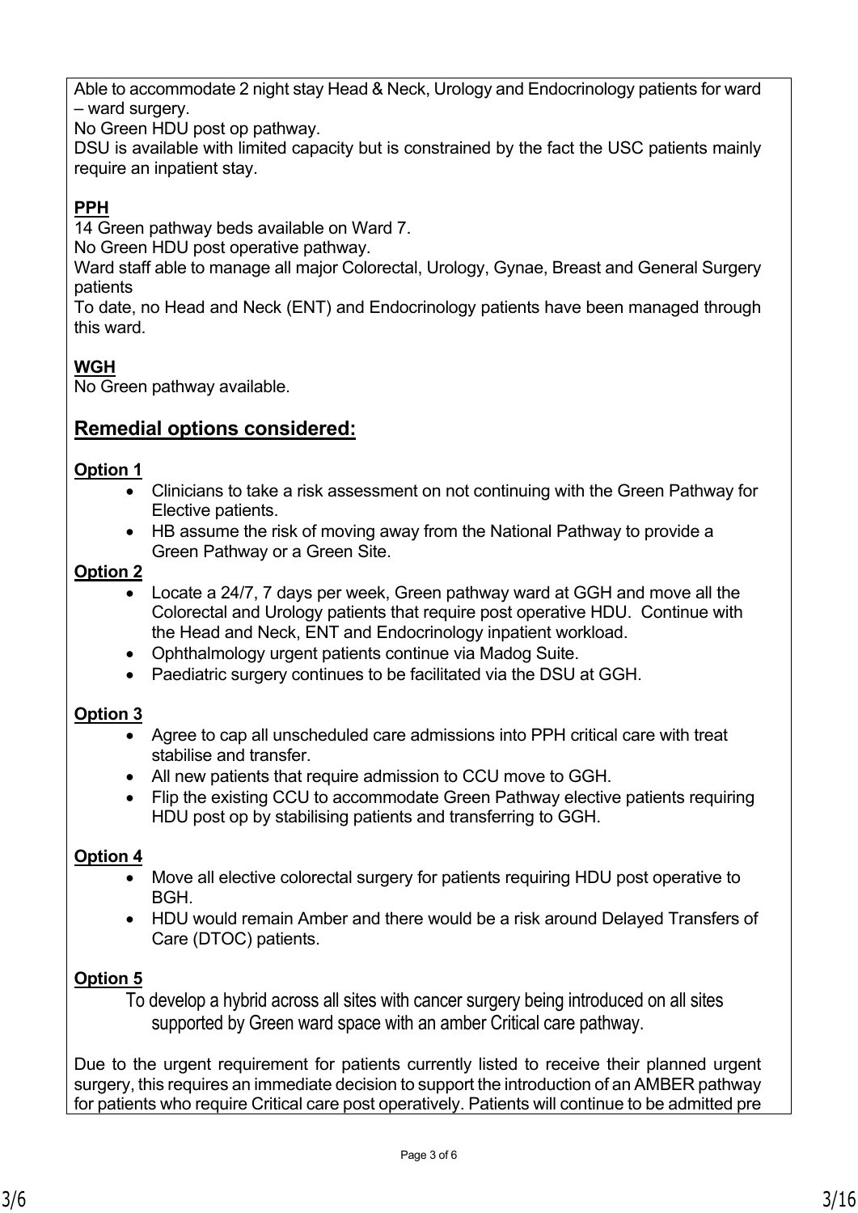Able to accommodate 2 night stay Head & Neck, Urology and Endocrinology patients for ward – ward surgery.
No Green HDU post op pathway.
DSU is available with limited capacity but is constrained by the fact the USC patients mainly require an inpatient stay.

**PPH**
14 Green pathway beds available on Ward 7.
No Green HDU post operative pathway.
Ward staff able to manage all major Colorectal, Urology, Gynae, Breast and General Surgery patients
To date, no Head and Neck (ENT) and Endocrinology patients have been managed through this ward.

**WGH**
No Green pathway available.

## Remedial options considered:

**Option 1**
- Clinicians to take a risk assessment on not continuing with the Green Pathway for Elective patients.
- HB assume the risk of moving away from the National Pathway to provide a Green Pathway or a Green Site.

**Option 2**
- Locate a 24/7, 7 days per week, Green pathway ward at GGH and move all the Colorectal and Urology patients that require post operative HDU. Continue with the Head and Neck, ENT and Endocrinology inpatient workload.
- Ophthalmology urgent patients continue via Madog Suite.
- Paediatric surgery continues to be facilitated via the DSU at GGH.

**Option 3**
- Agree to cap all unscheduled care admissions into PPH critical care with treat stabilise and transfer.
- All new patients that require admission to CCU move to GGH.
- Flip the existing CCU to accommodate Green Pathway elective patients requiring HDU post op by stabilising patients and transferring to GGH.

**Option 4**
- Move all elective colorectal surgery for patients requiring HDU post operative to BGH.
- HDU would remain Amber and there would be a risk around Delayed Transfers of Care (DTOC) patients.

**Option 5**
To develop a hybrid across all sites with cancer surgery being introduced on all sites supported by Green ward space with an amber Critical care pathway.

Due to the urgent requirement for patients currently listed to receive their planned urgent surgery, this requires an immediate decision to support the introduction of an AMBER pathway for patients who require Critical care post operatively. Patients will continue to be admitted pre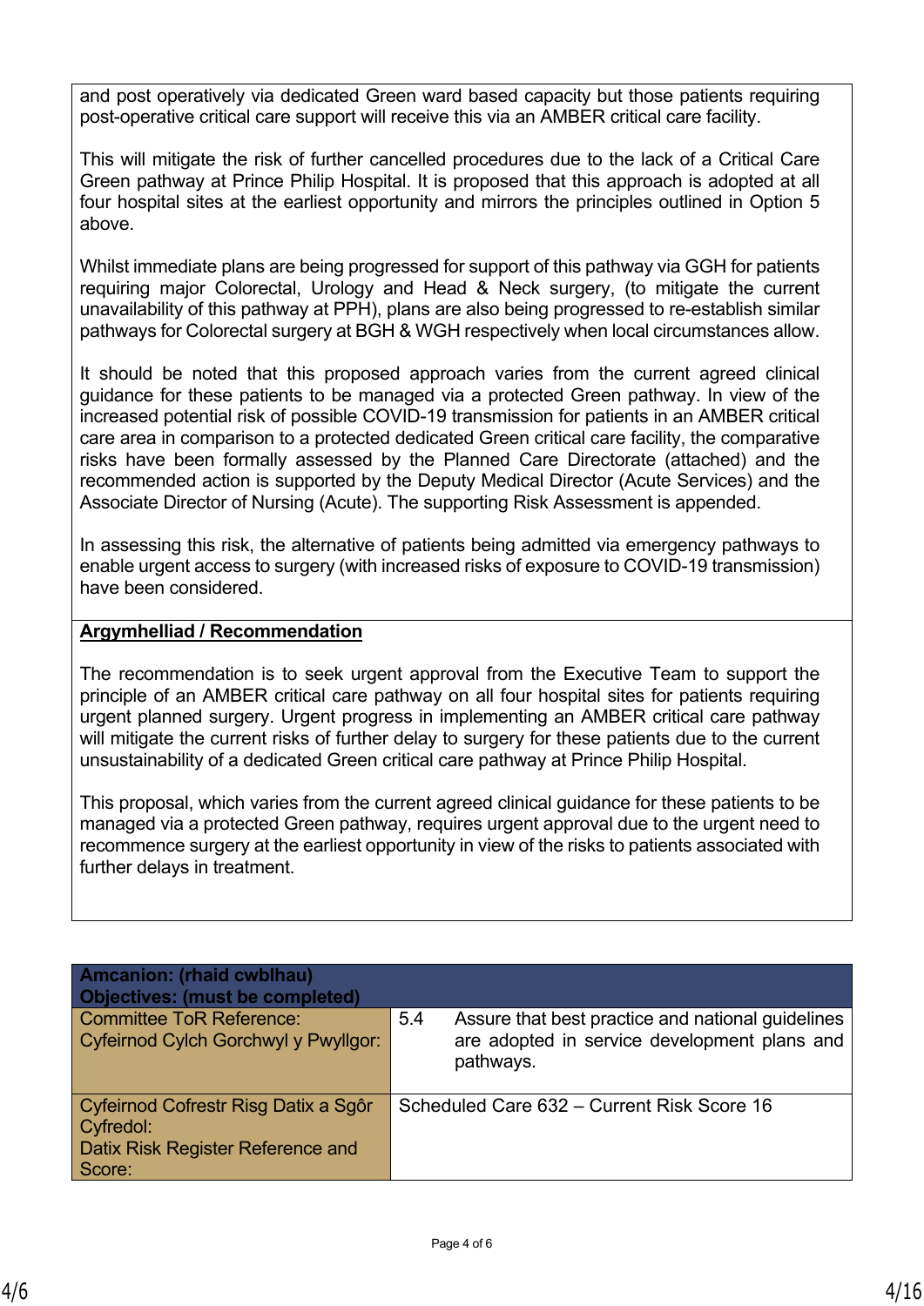and post operatively via dedicated Green ward based capacity but those patients requiring post-operative critical care support will receive this via an AMBER critical care facility.

This will mitigate the risk of further cancelled procedures due to the lack of a Critical Care Green pathway at Prince Philip Hospital. It is proposed that this approach is adopted at all four hospital sites at the earliest opportunity and mirrors the principles outlined in Option 5 above.

Whilst immediate plans are being progressed for support of this pathway via GGH for patients requiring major Colorectal, Urology and Head & Neck surgery, (to mitigate the current unavailability of this pathway at PPH), plans are also being progressed to re-establish similar pathways for Colorectal surgery at BGH & WGH respectively when local circumstances allow.

It should be noted that this proposed approach varies from the current agreed clinical guidance for these patients to be managed via a protected Green pathway. In view of the increased potential risk of possible COVID-19 transmission for patients in an AMBER critical care area in comparison to a protected dedicated Green critical care facility, the comparative risks have been formally assessed by the Planned Care Directorate (attached) and the recommended action is supported by the Deputy Medical Director (Acute Services) and the Associate Director of Nursing (Acute). The supporting Risk Assessment is appended.

In assessing this risk, the alternative of patients being admitted via emergency pathways to enable urgent access to surgery (with increased risks of exposure to COVID-19 transmission) have been considered.

**Argymhelliad / Recommendation**

The recommendation is to seek urgent approval from the Executive Team to support the principle of an AMBER critical care pathway on all four hospital sites for patients requiring urgent planned surgery. Urgent progress in implementing an AMBER critical care pathway will mitigate the current risks of further delay to surgery for these patients due to the current unsustainability of a dedicated Green critical care pathway at Prince Philip Hospital.

This proposal, which varies from the current agreed clinical guidance for these patients to be managed via a protected Green pathway, requires urgent approval due to the urgent need to recommence surgery at the earliest opportunity in view of the risks to patients associated with further delays in treatment.

| **Amcanion: (rhaid cwblhau)<br>Objectives: (must be completed)** | |
|---|---|
| Committee ToR Reference:<br>Cyfeirnod Cylch Gorchwyl y Pwyllgor: | 5.4 Assure that best practice and national guidelines are adopted in service development plans and pathways. |
| Cyfeirnod Cofrestr Risg Datix a Sgôr Cyfredol:<br>Datix Risk Register Reference and Score: | Scheduled Care 632 – Current Risk Score 16 |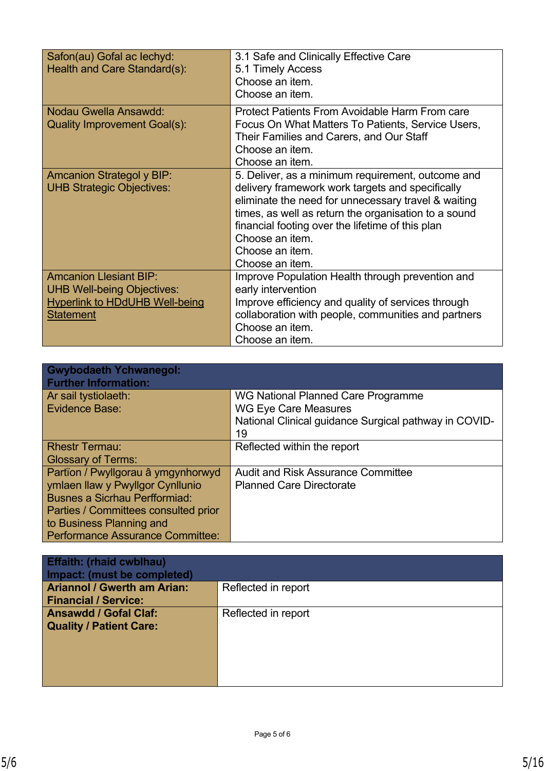| Safon(au) Gofal ac Iechyd:<br>Health and Care Standard(s): | 3.1 Safe and Clinically Effective Care<br>5.1 Timely Access<br>Choose an item.<br>Choose an item. |
|---|---|
| Nodau Gwella Ansawdd:<br>Quality Improvement Goal(s): | Protect Patients From Avoidable Harm From care<br>Focus On What Matters To Patients, Service Users, Their Families and Carers, and Our Staff<br>Choose an item.<br>Choose an item. |
| Amcanion Strategol y BIP:<br>UHB Strategic Objectives: | 5. Deliver, as a minimum requirement, outcome and delivery framework work targets and specifically eliminate the need for unnecessary travel & waiting times, as well as return the organisation to a sound financial footing over the lifetime of this plan<br>Choose an item.<br>Choose an item.<br>Choose an item. |
| Amcanion Llesiant BIP:<br>UHB Well-being Objectives:<br>Hyperlink to HDdUHB Well-being Statement | Improve Population Health through prevention and early intervention<br>Improve efficiency and quality of services through collaboration with people, communities and partners<br>Choose an item.<br>Choose an item. |

| **Gwybodaeth Ychwanegol:<br>Further Information:** | |
|---|---|
| Ar sail tystiolaeth:<br>Evidence Base: | WG National Planned Care Programme<br>WG Eye Care Measures<br>National Clinical guidance Surgical pathway in COVID-19 |
| Rhestr Termau:<br>Glossary of Terms: | Reflected within the report |
| Partïon / Pwyllgorau â ymgynhorwyd ymlaen llaw y Pwyllgor Cynllunio Busnes a Sicrhau Perfformiad:<br>Parties / Committees consulted prior to Business Planning and Performance Assurance Committee: | Audit and Risk Assurance Committee<br>Planned Care Directorate |

| **Effaith: (rhaid cwblhau)<br>Impact: (must be completed)** | |
|---|---|
| **Ariannol / Gwerth am Arian:<br>Financial / Service:** | Reflected in report |
| **Ansawdd / Gofal Claf:<br>Quality / Patient Care:** | Reflected in report |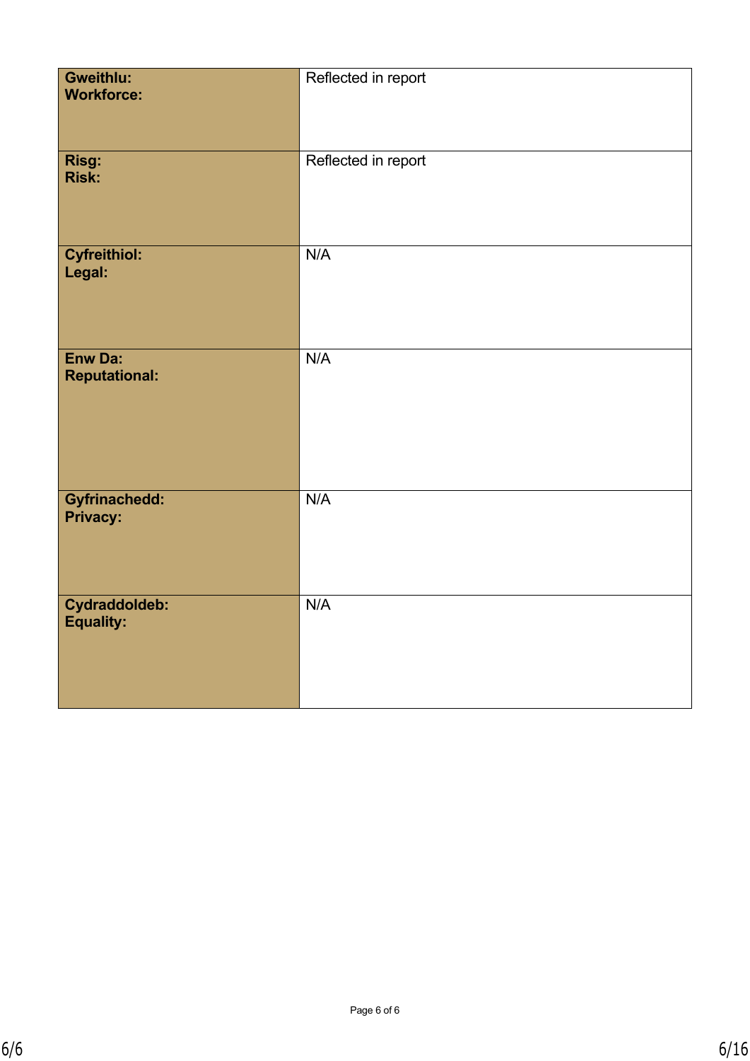| | |
|---|---|
| **Gweithlu:**<br>**Workforce:** | Reflected in report |
| **Risg:**<br>**Risk:** | Reflected in report |
| **Cyfreithiol:**<br>**Legal:** | N/A |
| **Enw Da:**<br>**Reputational:** | N/A |
| **Gyfrinachedd:**<br>**Privacy:** | N/A |
| **Cydraddoldeb:**<br>**Equality:** | N/A |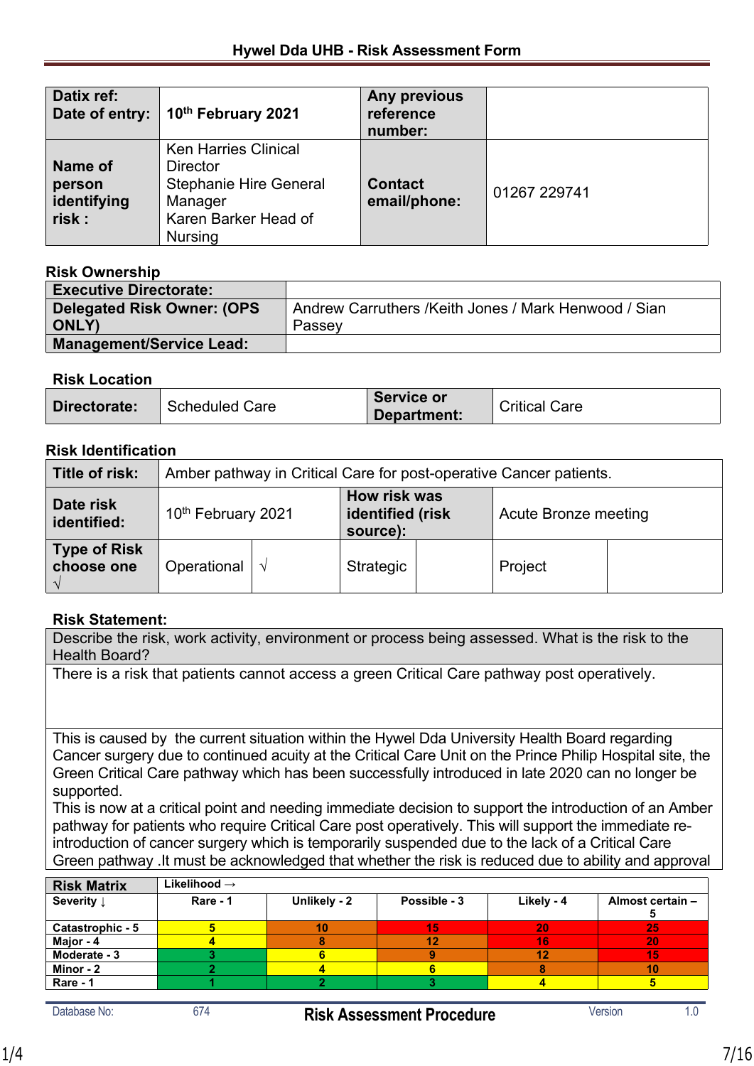**Hywel Dda UHB - Risk Assessment Form**

| Datix ref:<br>Date of entry: | 10th February 2021 | Any previous reference number: | |
|---|---|---|---|
| Name of person identifying risk : | Ken Harries Clinical Director<br>Stephanie Hire General Manager<br>Karen Barker Head of Nursing | Contact email/phone: | 01267 229741 |

**Risk Ownership**

| Executive Directorate: | |
|---|---|
| Delegated Risk Owner: (OPS ONLY) | Andrew Carruthers /Keith Jones / Mark Henwood / Sian Passey |
| Management/Service Lead: | |

**Risk Location**

| Directorate: | Scheduled Care | Service or Department: | Critical Care |
|---|---|---|---|

**Risk Identification**

| Title of risk: | Amber pathway in Critical Care for post-operative Cancer patients. | | | | |
|---|---|---|---|---|---|
| Date risk identified: | 10th February 2021 | | How risk was identified (risk source): | Acute Bronze meeting | |
| Type of Risk choose one √ | Operational | √ | Strategic | Project | |

**Risk Statement:**

| Describe the risk, work activity, environment or process being assessed. What is the risk to the Health Board? |
|---|
| There is a risk that patients cannot access a green Critical Care pathway post operatively. |
| This is caused by the current situation within the Hywel Dda University Health Board regarding Cancer surgery due to continued acuity at the Critical Care Unit on the Prince Philip Hospital site, the Green Critical Care pathway which has been successfully introduced in late 2020 can no longer be supported.<br>This is now at a critical point and needing immediate decision to support the introduction of an Amber pathway for patients who require Critical Care post operatively. This will support the immediate re-introduction of cancer surgery which is temporarily suspended due to the lack of a Critical Care Green pathway .It must be acknowledged that whether the risk is reduced due to ability and approval |

| Risk Matrix | Likelihood → | | | | |
|---|---|---|---|---|---|
| Severity ↓ | Rare - 1 | Unlikely - 2 | Possible - 3 | Likely - 4 | Almost certain – 5 |
| Catastrophic - 5 | 5 | 10 | 15 | 20 | 25 |
| Major - 4 | 4 | 8 | 12 | 16 | 20 |
| Moderate - 3 | 3 | 6 | 9 | 12 | 15 |
| Minor - 2 | 2 | 4 | 6 | 8 | 10 |
| Rare - 1 | 1 | 2 | 3 | 4 | 5 |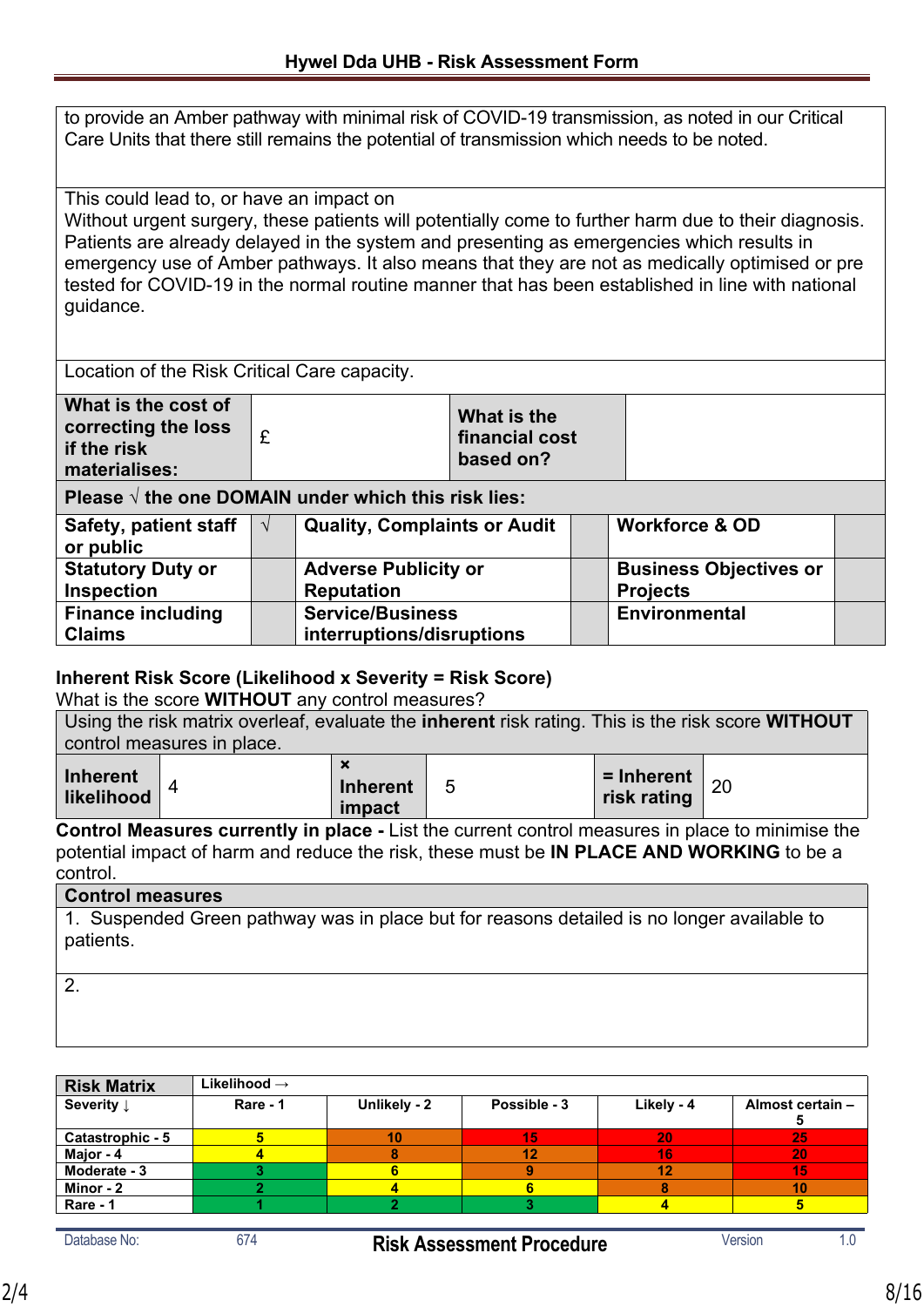| to provide an Amber pathway with minimal risk of COVID-19 transmission, as noted in our Critical Care Units that there still remains the potential of transmission which needs to be noted. |
|---|
| This could lead to, or have an impact on<br>Without urgent surgery, these patients will potentially come to further harm due to their diagnosis. Patients are already delayed in the system and presenting as emergencies which results in emergency use of Amber pathways. It also means that they are not as medically optimised or pre tested for COVID-19 in the normal routine manner that has been established in line with national guidance. |
| Location of the Risk Critical Care capacity. |

| **What is the cost of correcting the loss if the risk materialises:** | £ | **What is the financial cost based on?** | |
|---|---|---|---|

**Please √ the one DOMAIN under which this risk lies:**

| | | | | | |
|---|---|---|---|---|---|
| **Safety, patient staff or public** | √ | **Quality, Complaints or Audit** | | **Workforce & OD** | |
| **Statutory Duty or Inspection** | | **Adverse Publicity or Reputation** | | **Business Objectives or Projects** | |
| **Finance including Claims** | | **Service/Business interruptions/disruptions** | | **Environmental** | |

**Inherent Risk Score (Likelihood x Severity = Risk Score)**
What is the score **WITHOUT** any control measures?

Using the risk matrix overleaf, evaluate the **inherent** risk rating. This is the risk score **WITHOUT** control measures in place.

| **Inherent likelihood** | 4 | **× Inherent impact** | 5 | **= Inherent risk rating** | 20 |
|---|---|---|---|---|---|

**Control Measures currently in place -** List the current control measures in place to minimise the potential impact of harm and reduce the risk, these must be **IN PLACE AND WORKING** to be a control.

| **Control measures** |
|---|
| 1. Suspended Green pathway was in place but for reasons detailed is no longer available to patients. |
| 2. |

| **Risk Matrix** | **Likelihood →** | | | | |
|---|---|---|---|---|---|
| **Severity ↓** | **Rare - 1** | **Unlikely - 2** | **Possible - 3** | **Likely - 4** | **Almost certain – 5** |
| **Catastrophic - 5** | 5 | 10 | 15 | 20 | 25 |
| **Major - 4** | 4 | 8 | 12 | 16 | 20 |
| **Moderate - 3** | 3 | 6 | 9 | 12 | 15 |
| **Minor - 2** | 2 | 4 | 6 | 8 | 10 |
| **Rare - 1** | 1 | 2 | 3 | 4 | 5 |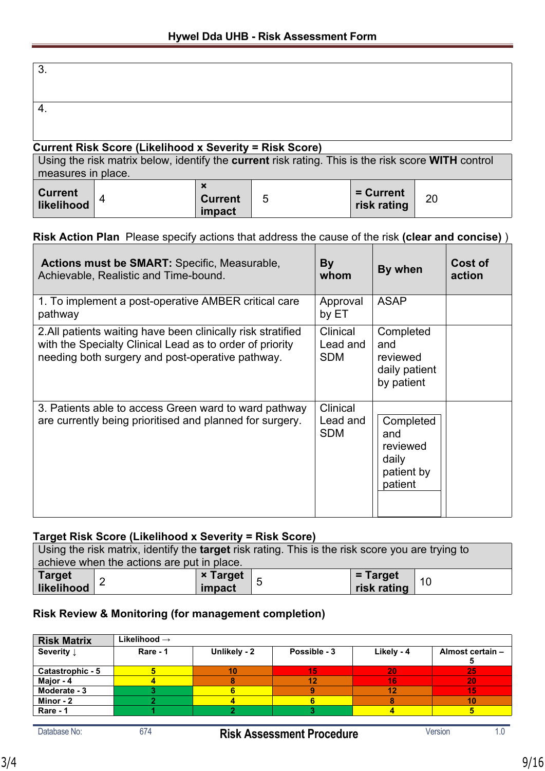| 3. |
|---|
| 4. |

**Current Risk Score (Likelihood x Severity = Risk Score)**

| Using the risk matrix below, identify the **current** risk rating. This is the risk score **WITH** control measures in place. | | | | | |
|---|---|---|---|---|---|
| **Current likelihood** | 4 | **× Current impact** | 5 | **= Current risk rating** | 20 |

**Risk Action Plan** Please specify actions that address the cause of the risk **(clear and concise)** )

| **Actions must be SMART:** Specific, Measurable, Achievable, Realistic and Time-bound. | **By whom** | **By when** | **Cost of action** |
|---|---|---|---|
| 1. To implement a post-operative AMBER critical care pathway | Approval by ET | ASAP | |
| 2.All patients waiting have been clinically risk stratified with the Specialty Clinical Lead as to order of priority needing both surgery and post-operative pathway. | Clinical Lead and SDM | Completed and reviewed daily patient by patient | |
| 3. Patients able to access Green ward to ward pathway are currently being prioritised and planned for surgery. | Clinical Lead and SDM | Completed and reviewed daily patient by patient | |

**Target Risk Score (Likelihood x Severity = Risk Score)**

| Using the risk matrix, identify the **target** risk rating. This is the risk score you are trying to achieve when the actions are put in place. | | | | | |
|---|---|---|---|---|---|
| **Target likelihood** | 2 | **× Target impact** | 5 | **= Target risk rating** | 10 |

**Risk Review & Monitoring (for management completion)**

| **Risk Matrix** | **Likelihood →** | | | | |
|---|---|---|---|---|---|
| **Severity ↓** | **Rare - 1** | **Unlikely - 2** | **Possible - 3** | **Likely - 4** | **Almost certain – 5** |
| **Catastrophic - 5** | 5 | 10 | 15 | 20 | 25 |
| **Major - 4** | 4 | 8 | 12 | 16 | 20 |
| **Moderate - 3** | 3 | 6 | 9 | 12 | 15 |
| **Minor - 2** | 2 | 4 | 6 | 8 | 10 |
| **Rare - 1** | 1 | 2 | 3 | 4 | 5 |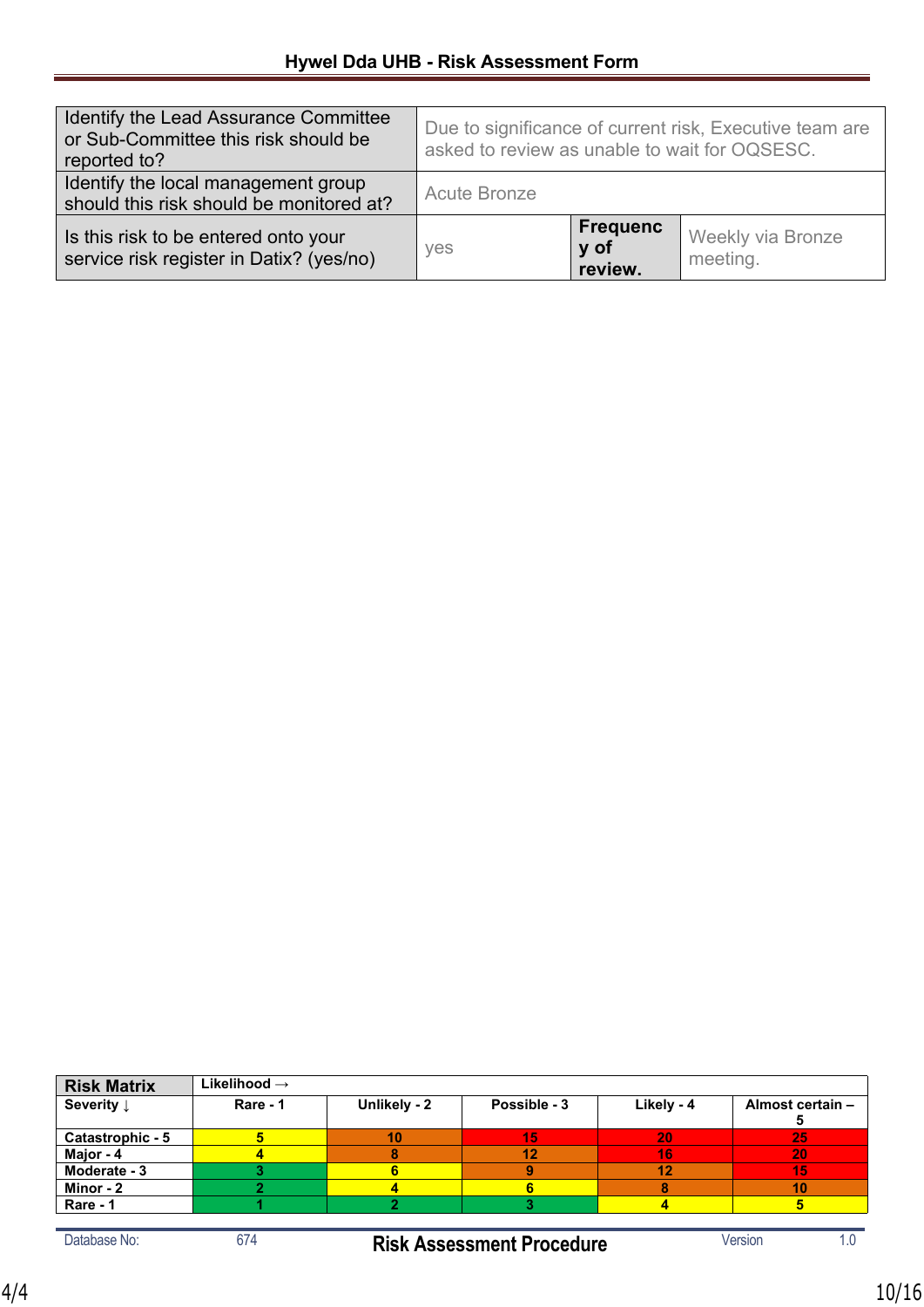| Identify the Lead Assurance Committee or Sub-Committee this risk should be reported to? | Due to significance of current risk, Executive team are asked to review as unable to wait for OQSESC. | | |
|---|---|---|---|
| Identify the local management group should this risk should be monitored at? | Acute Bronze | | |
| Is this risk to be entered onto your service risk register in Datix? (yes/no) | yes | **Frequency of review.** | Weekly via Bronze meeting. |

| **Risk Matrix** | **Likelihood →** | | | | |
|---|---|---|---|---|---|
| **Severity ↓** | **Rare - 1** | **Unlikely - 2** | **Possible - 3** | **Likely - 4** | **Almost certain – 5** |
| **Catastrophic - 5** | 5 | 10 | 15 | 20 | 25 |
| **Major - 4** | 4 | 8 | 12 | 16 | 20 |
| **Moderate - 3** | 3 | 6 | 9 | 12 | 15 |
| **Minor - 2** | 2 | 4 | 6 | 8 | 10 |
| **Rare - 1** | 1 | 2 | 3 | 4 | 5 |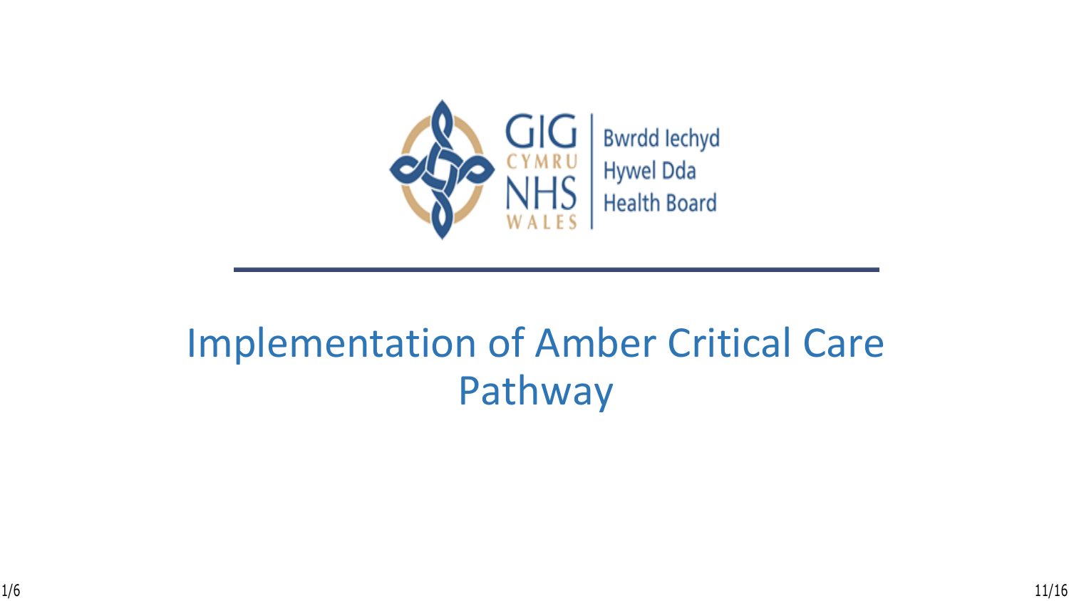GIG CYMRU NHS WALES | Bwrdd Iechyd Hywel Dda Health Board

# Implementation of Amber Critical Care Pathway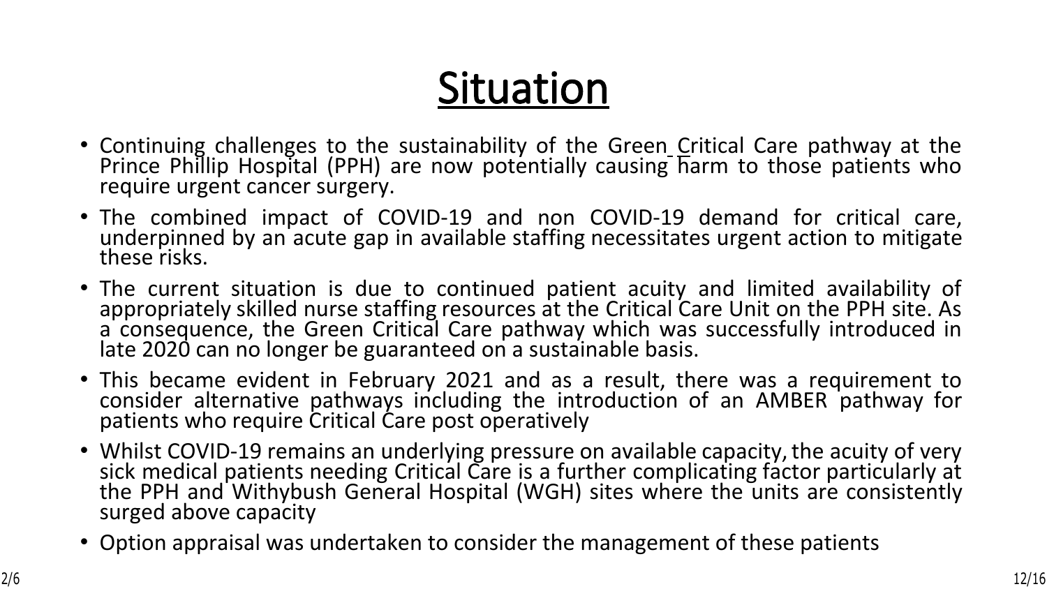# Situation

- Continuing challenges to the sustainability of the Green Critical Care pathway at the Prince Phillip Hospital (PPH) are now potentially causing harm to those patients who require urgent cancer surgery.
- The combined impact of COVID-19 and non COVID-19 demand for critical care, underpinned by an acute gap in available staffing necessitates urgent action to mitigate these risks.
- The current situation is due to continued patient acuity and limited availability of appropriately skilled nurse staffing resources at the Critical Care Unit on the PPH site. As a consequence, the Green Critical Care pathway which was successfully introduced in late 2020 can no longer be guaranteed on a sustainable basis.
- This became evident in February 2021 and as a result, there was a requirement to consider alternative pathways including the introduction of an AMBER pathway for patients who require Critical Care post operatively
- Whilst COVID-19 remains an underlying pressure on available capacity, the acuity of very sick medical patients needing Critical Care is a further complicating factor particularly at the PPH and Withybush General Hospital (WGH) sites where the units are consistently surged above capacity
- Option appraisal was undertaken to consider the management of these patients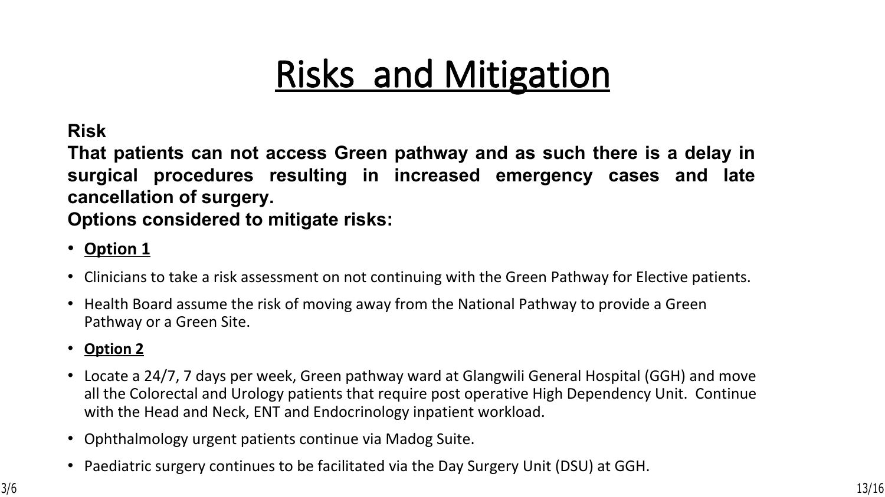# Risks and Mitigation

**Risk**

**That patients can not access Green pathway and as such there is a delay in surgical procedures resulting in increased emergency cases and late cancellation of surgery.**

**Options considered to mitigate risks:**

- **Option 1**
- Clinicians to take a risk assessment on not continuing with the Green Pathway for Elective patients.
- Health Board assume the risk of moving away from the National Pathway to provide a Green Pathway or a Green Site.
- **Option 2**
- Locate a 24/7, 7 days per week, Green pathway ward at Glangwili General Hospital (GGH) and move all the Colorectal and Urology patients that require post operative High Dependency Unit. Continue with the Head and Neck, ENT and Endocrinology inpatient workload.
- Ophthalmology urgent patients continue via Madog Suite.
- Paediatric surgery continues to be facilitated via the Day Surgery Unit (DSU) at GGH.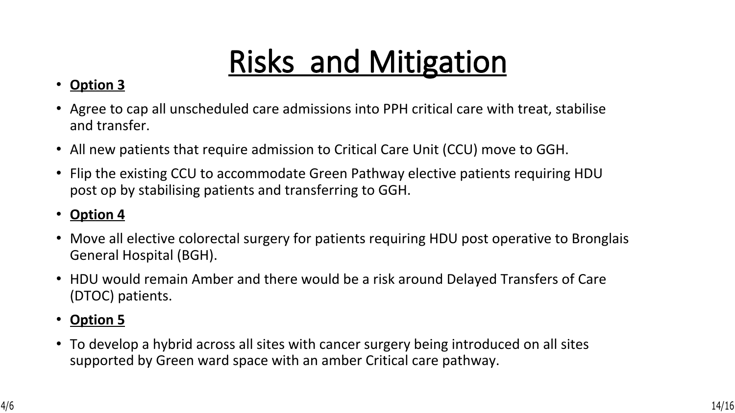# Risks and Mitigation

- **Option 3**
- Agree to cap all unscheduled care admissions into PPH critical care with treat, stabilise and transfer.
- All new patients that require admission to Critical Care Unit (CCU) move to GGH.
- Flip the existing CCU to accommodate Green Pathway elective patients requiring HDU post op by stabilising patients and transferring to GGH.
- **Option 4**
- Move all elective colorectal surgery for patients requiring HDU post operative to Bronglais General Hospital (BGH).
- HDU would remain Amber and there would be a risk around Delayed Transfers of Care (DTOC) patients.
- **Option 5**
- To develop a hybrid across all sites with cancer surgery being introduced on all sites supported by Green ward space with an amber Critical care pathway.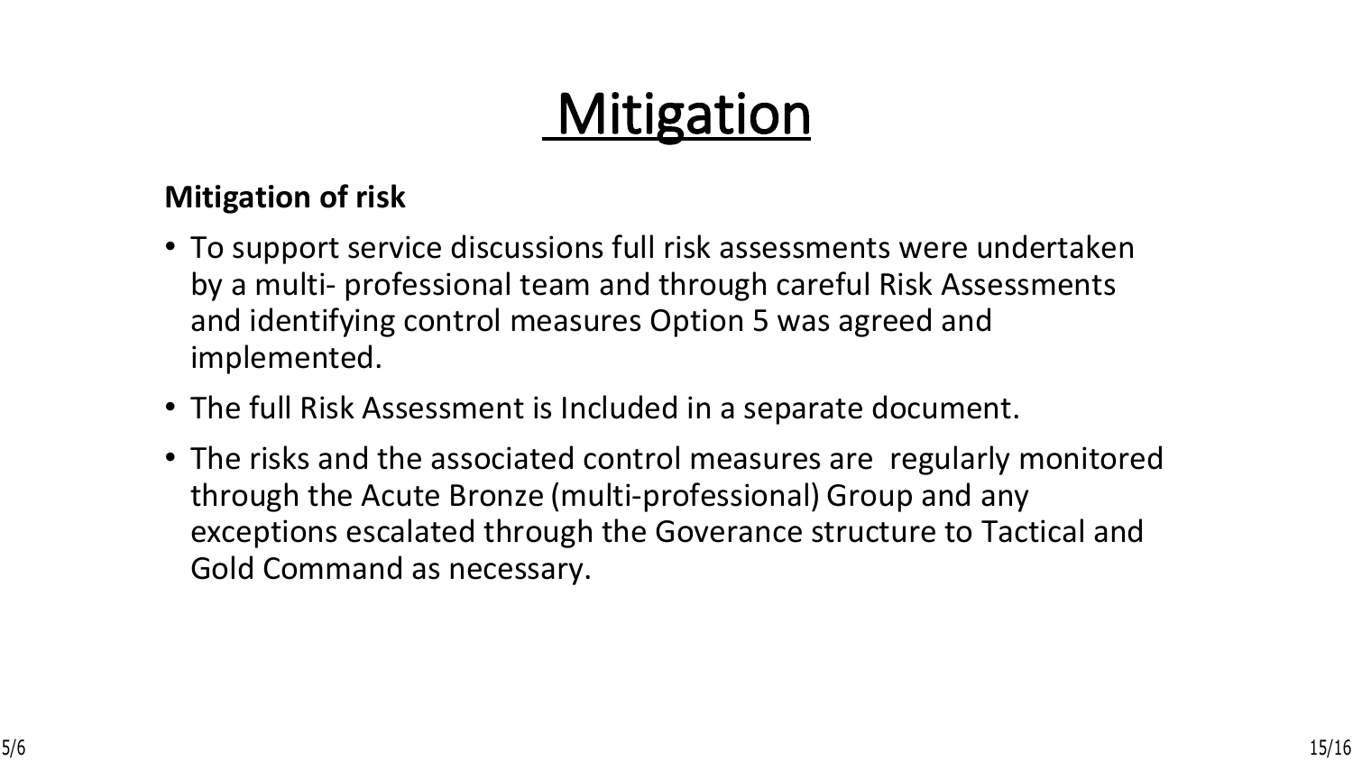# Mitigation

**Mitigation of risk**

- To support service discussions full risk assessments were undertaken by a multi- professional team and through careful Risk Assessments and identifying control measures Option 5 was agreed and implemented.
- The full Risk Assessment is Included in a separate document.
- The risks and the associated control measures are regularly monitored through the Acute Bronze (multi-professional) Group and any exceptions escalated through the Goverance structure to Tactical and Gold Command as necessary.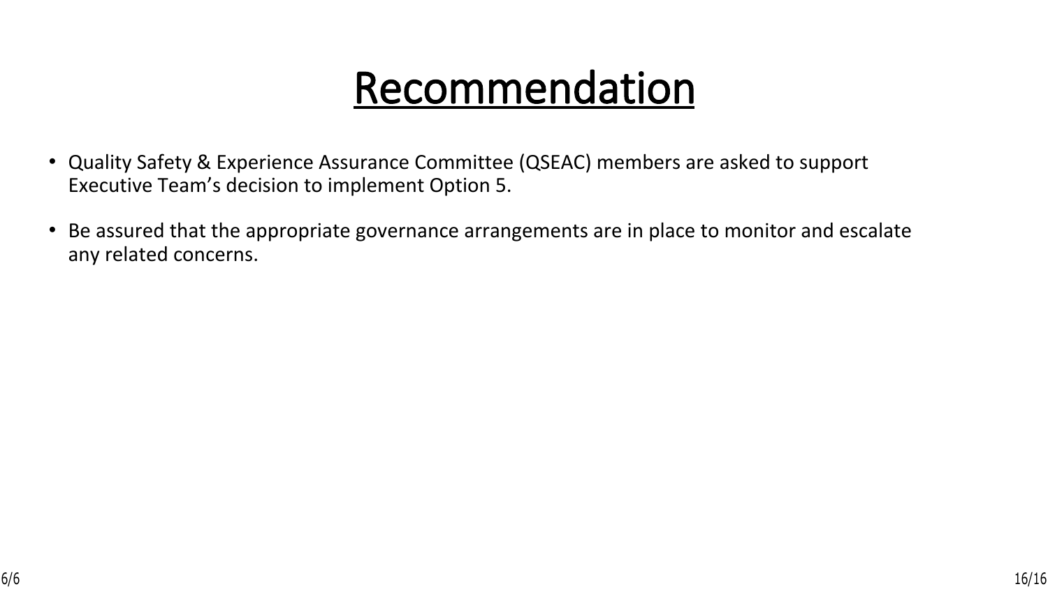# Recommendation

- Quality Safety & Experience Assurance Committee (QSEAC) members are asked to support Executive Team's decision to implement Option 5.
- Be assured that the appropriate governance arrangements are in place to monitor and escalate any related concerns.